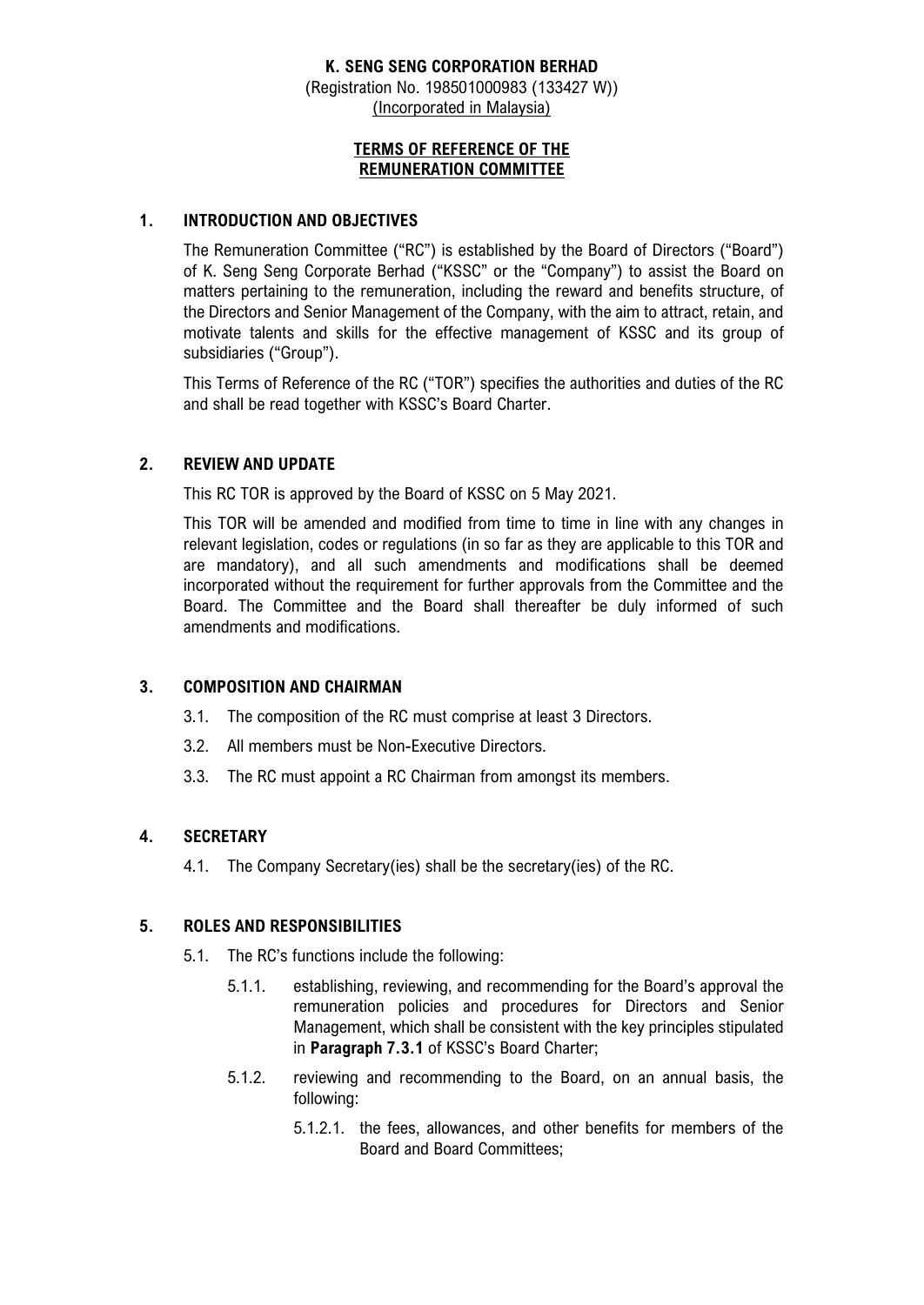**K. SENG SENG CORPORATION BERHAD**
(Registration No. 198501000983 (133427 W))
(Incorporated in Malaysia)

# TERMS OF REFERENCE OF THE REMUNERATION COMMITTEE

## 1. INTRODUCTION AND OBJECTIVES

The Remuneration Committee ("RC") is established by the Board of Directors ("Board") of K. Seng Seng Corporate Berhad ("KSSC" or the "Company") to assist the Board on matters pertaining to the remuneration, including the reward and benefits structure, of the Directors and Senior Management of the Company, with the aim to attract, retain, and motivate talents and skills for the effective management of KSSC and its group of subsidiaries ("Group").

This Terms of Reference of the RC ("TOR") specifies the authorities and duties of the RC and shall be read together with KSSC's Board Charter.

## 2. REVIEW AND UPDATE

This RC TOR is approved by the Board of KSSC on 5 May 2021.

This TOR will be amended and modified from time to time in line with any changes in relevant legislation, codes or regulations (in so far as they are applicable to this TOR and are mandatory), and all such amendments and modifications shall be deemed incorporated without the requirement for further approvals from the Committee and the Board. The Committee and the Board shall thereafter be duly informed of such amendments and modifications.

## 3. COMPOSITION AND CHAIRMAN

3.1. The composition of the RC must comprise at least 3 Directors.

3.2. All members must be Non-Executive Directors.

3.3. The RC must appoint a RC Chairman from amongst its members.

## 4. SECRETARY

4.1. The Company Secretary(ies) shall be the secretary(ies) of the RC.

## 5. ROLES AND RESPONSIBILITIES

5.1. The RC's functions include the following:

5.1.1. establishing, reviewing, and recommending for the Board's approval the remuneration policies and procedures for Directors and Senior Management, which shall be consistent with the key principles stipulated in **Paragraph 7.3.1** of KSSC's Board Charter;

5.1.2. reviewing and recommending to the Board, on an annual basis, the following:

5.1.2.1. the fees, allowances, and other benefits for members of the Board and Board Committees;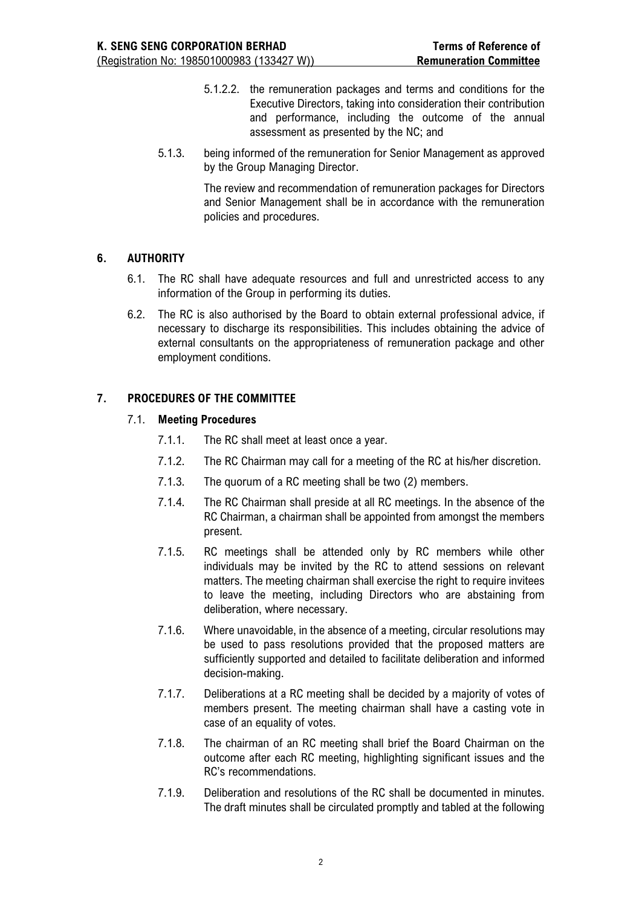5.1.2.2. the remuneration packages and terms and conditions for the Executive Directors, taking into consideration their contribution and performance, including the outcome of the annual assessment as presented by the NC; and

5.1.3. being informed of the remuneration for Senior Management as approved by the Group Managing Director.

The review and recommendation of remuneration packages for Directors and Senior Management shall be in accordance with the remuneration policies and procedures.

## 6. AUTHORITY

6.1. The RC shall have adequate resources and full and unrestricted access to any information of the Group in performing its duties.

6.2. The RC is also authorised by the Board to obtain external professional advice, if necessary to discharge its responsibilities. This includes obtaining the advice of external consultants on the appropriateness of remuneration package and other employment conditions.

## 7. PROCEDURES OF THE COMMITTEE

### 7.1. Meeting Procedures

7.1.1. The RC shall meet at least once a year.

7.1.2. The RC Chairman may call for a meeting of the RC at his/her discretion.

7.1.3. The quorum of a RC meeting shall be two (2) members.

7.1.4. The RC Chairman shall preside at all RC meetings. In the absence of the RC Chairman, a chairman shall be appointed from amongst the members present.

7.1.5. RC meetings shall be attended only by RC members while other individuals may be invited by the RC to attend sessions on relevant matters. The meeting chairman shall exercise the right to require invitees to leave the meeting, including Directors who are abstaining from deliberation, where necessary.

7.1.6. Where unavoidable, in the absence of a meeting, circular resolutions may be used to pass resolutions provided that the proposed matters are sufficiently supported and detailed to facilitate deliberation and informed decision-making.

7.1.7. Deliberations at a RC meeting shall be decided by a majority of votes of members present. The meeting chairman shall have a casting vote in case of an equality of votes.

7.1.8. The chairman of an RC meeting shall brief the Board Chairman on the outcome after each RC meeting, highlighting significant issues and the RC's recommendations.

7.1.9. Deliberation and resolutions of the RC shall be documented in minutes. The draft minutes shall be circulated promptly and tabled at the following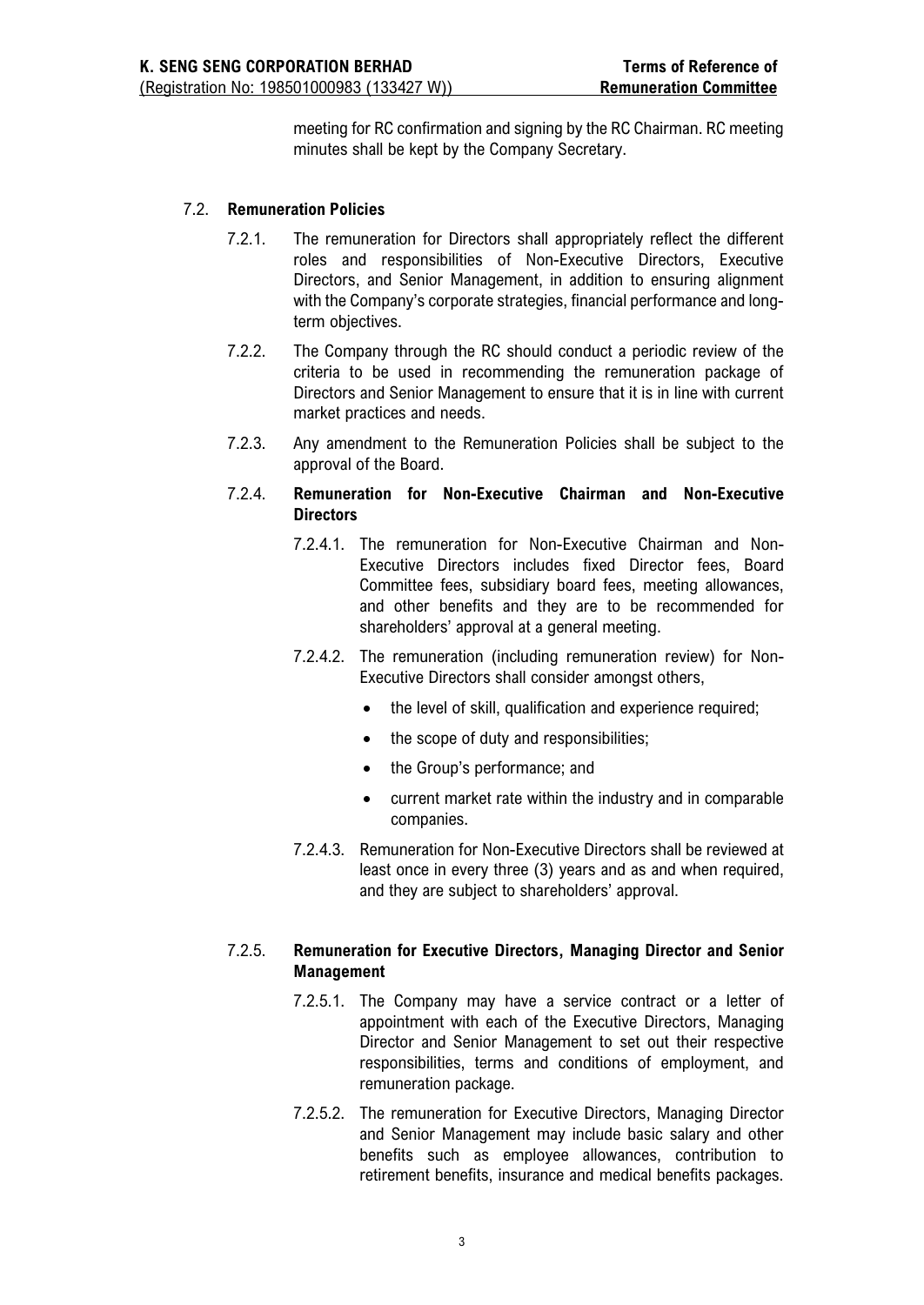meeting for RC confirmation and signing by the RC Chairman. RC meeting minutes shall be kept by the Company Secretary.

### 7.2. **Remuneration Policies**

7.2.1. The remuneration for Directors shall appropriately reflect the different roles and responsibilities of Non-Executive Directors, Executive Directors, and Senior Management, in addition to ensuring alignment with the Company's corporate strategies, financial performance and long-term objectives.

7.2.2. The Company through the RC should conduct a periodic review of the criteria to be used in recommending the remuneration package of Directors and Senior Management to ensure that it is in line with current market practices and needs.

7.2.3. Any amendment to the Remuneration Policies shall be subject to the approval of the Board.

#### 7.2.4. **Remuneration for Non-Executive Chairman and Non-Executive Directors**

7.2.4.1. The remuneration for Non-Executive Chairman and Non-Executive Directors includes fixed Director fees, Board Committee fees, subsidiary board fees, meeting allowances, and other benefits and they are to be recommended for shareholders' approval at a general meeting.

7.2.4.2. The remuneration (including remuneration review) for Non-Executive Directors shall consider amongst others,

- the level of skill, qualification and experience required;
- the scope of duty and responsibilities;
- the Group's performance; and
- current market rate within the industry and in comparable companies.

7.2.4.3. Remuneration for Non-Executive Directors shall be reviewed at least once in every three (3) years and as and when required, and they are subject to shareholders' approval.

#### 7.2.5. **Remuneration for Executive Directors, Managing Director and Senior Management**

7.2.5.1. The Company may have a service contract or a letter of appointment with each of the Executive Directors, Managing Director and Senior Management to set out their respective responsibilities, terms and conditions of employment, and remuneration package.

7.2.5.2. The remuneration for Executive Directors, Managing Director and Senior Management may include basic salary and other benefits such as employee allowances, contribution to retirement benefits, insurance and medical benefits packages.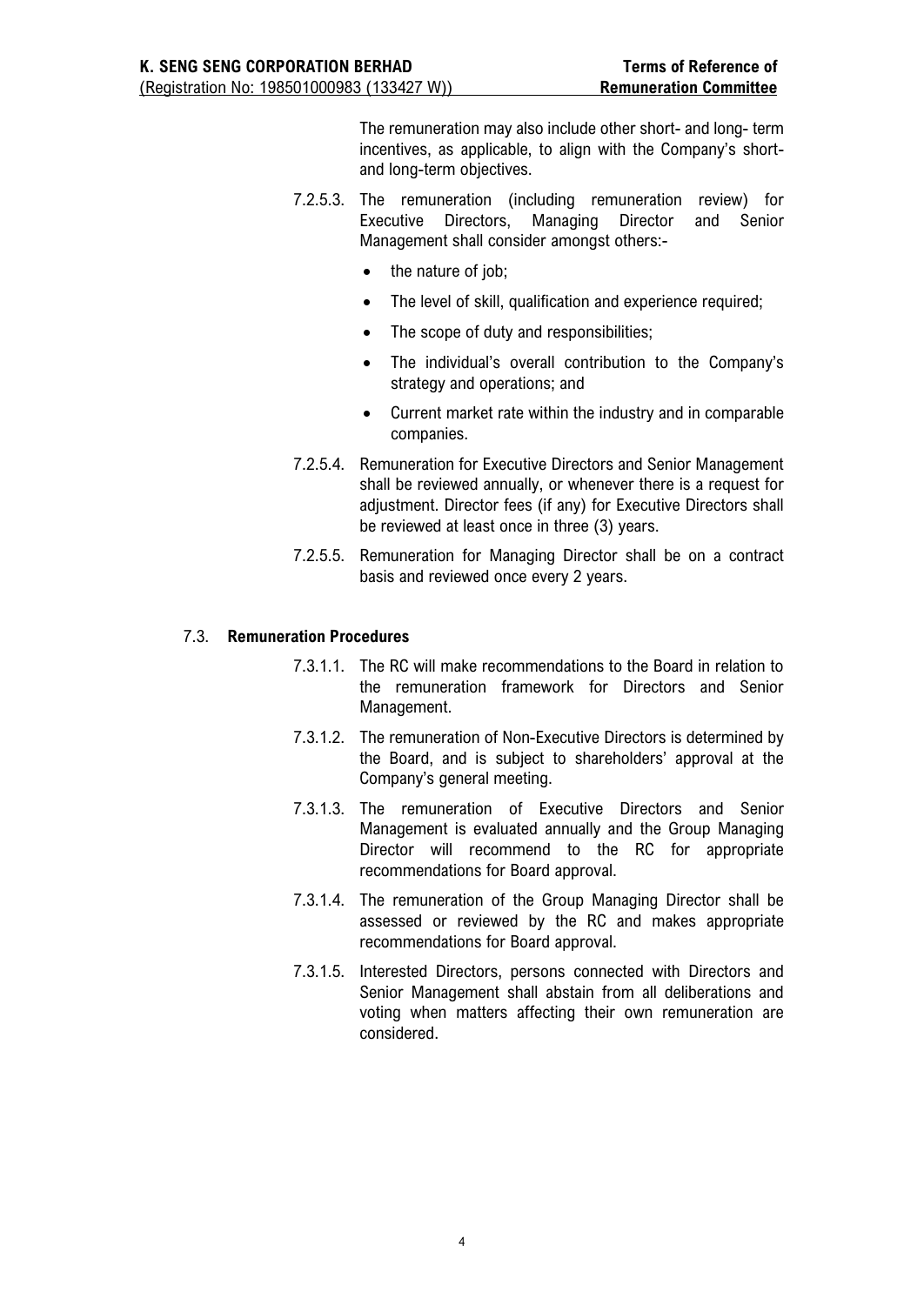The remuneration may also include other short- and long- term incentives, as applicable, to align with the Company's short- and long-term objectives.

7.2.5.3. The remuneration (including remuneration review) for Executive Directors, Managing Director and Senior Management shall consider amongst others:-

- the nature of job;
- The level of skill, qualification and experience required;
- The scope of duty and responsibilities;
- The individual's overall contribution to the Company's strategy and operations; and
- Current market rate within the industry and in comparable companies.

7.2.5.4. Remuneration for Executive Directors and Senior Management shall be reviewed annually, or whenever there is a request for adjustment. Director fees (if any) for Executive Directors shall be reviewed at least once in three (3) years.

7.2.5.5. Remuneration for Managing Director shall be on a contract basis and reviewed once every 2 years.

## 7.3. Remuneration Procedures

7.3.1.1. The RC will make recommendations to the Board in relation to the remuneration framework for Directors and Senior Management.

7.3.1.2. The remuneration of Non-Executive Directors is determined by the Board, and is subject to shareholders' approval at the Company's general meeting.

7.3.1.3. The remuneration of Executive Directors and Senior Management is evaluated annually and the Group Managing Director will recommend to the RC for appropriate recommendations for Board approval.

7.3.1.4. The remuneration of the Group Managing Director shall be assessed or reviewed by the RC and makes appropriate recommendations for Board approval.

7.3.1.5. Interested Directors, persons connected with Directors and Senior Management shall abstain from all deliberations and voting when matters affecting their own remuneration are considered.